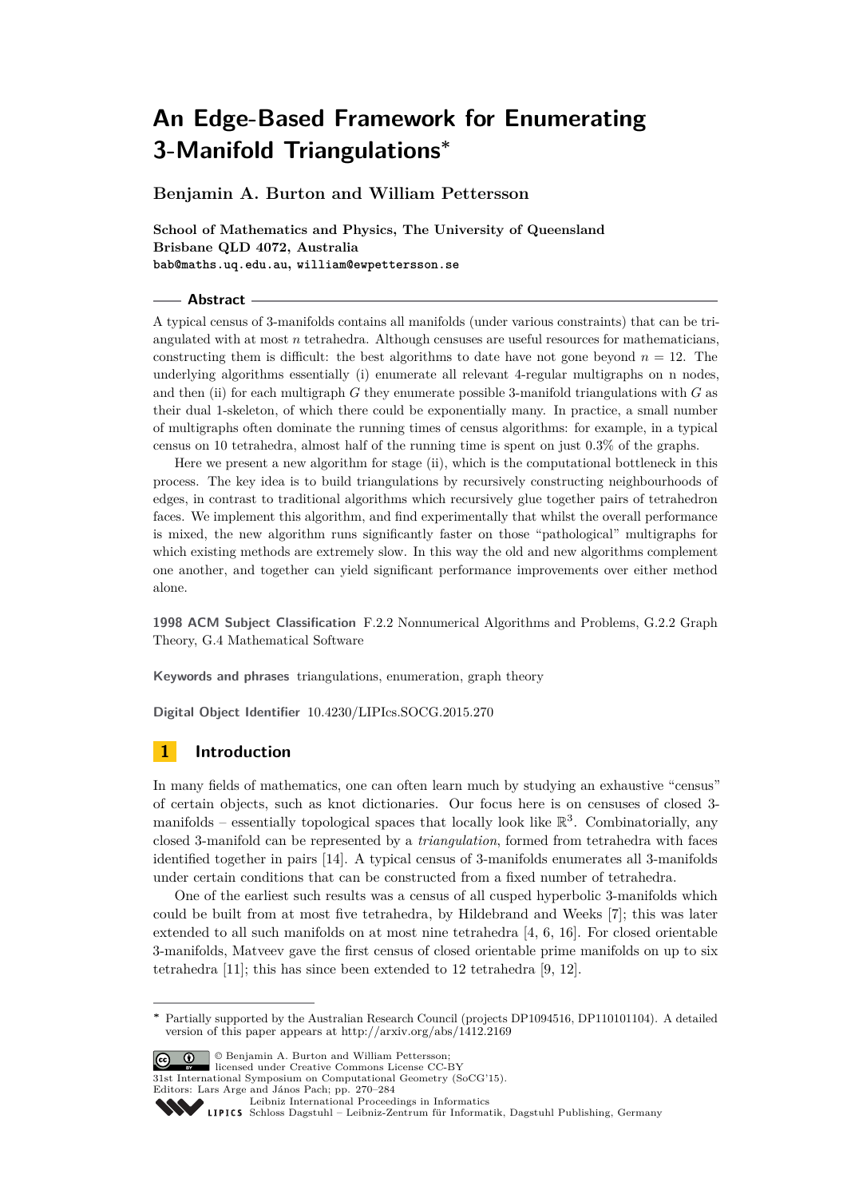# An Edge-Based Framework for Enumerating 3-Manifold Triangulations*

**Benjamin A. Burton and William Pettersson**

**School of Mathematics and Physics, The University of Queensland**
**Brisbane QLD 4072, Australia**
**bab@maths.uq.edu.au, william@ewpettersson.se**

## Abstract

A typical census of 3-manifolds contains all manifolds (under various constraints) that can be triangulated with at most $n$ tetrahedra. Although censuses are useful resources for mathematicians, constructing them is difficult: the best algorithms to date have not gone beyond $n = 12$. The underlying algorithms essentially (i) enumerate all relevant 4-regular multigraphs on n nodes, and then (ii) for each multigraph $G$ they enumerate possible 3-manifold triangulations with $G$ as their dual 1-skeleton, of which there could be exponentially many. In practice, a small number of multigraphs often dominate the running times of census algorithms: for example, in a typical census on 10 tetrahedra, almost half of the running time is spent on just 0.3% of the graphs.

Here we present a new algorithm for stage (ii), which is the computational bottleneck in this process. The key idea is to build triangulations by recursively constructing neighbourhoods of edges, in contrast to traditional algorithms which recursively glue together pairs of tetrahedron faces. We implement this algorithm, and find experimentally that whilst the overall performance is mixed, the new algorithm runs significantly faster on those "pathological" multigraphs for which existing methods are extremely slow. In this way the old and new algorithms complement one another, and together can yield significant performance improvements over either method alone.

**1998 ACM Subject Classification** F.2.2 Nonnumerical Algorithms and Problems, G.2.2 Graph Theory, G.4 Mathematical Software

**Keywords and phrases** triangulations, enumeration, graph theory

**Digital Object Identifier** 10.4230/LIPIcs.SOCG.2015.270

## 1 Introduction

In many fields of mathematics, one can often learn much by studying an exhaustive "census" of certain objects, such as knot dictionaries. Our focus here is on censuses of closed 3-manifolds – essentially topological spaces that locally look like $\mathbb{R}^3$. Combinatorially, any closed 3-manifold can be represented by a *triangulation*, formed from tetrahedra with faces identified together in pairs [14]. A typical census of 3-manifolds enumerates all 3-manifolds under certain conditions that can be constructed from a fixed number of tetrahedra.

One of the earliest such results was a census of all cusped hyperbolic 3-manifolds which could be built from at most five tetrahedra, by Hildebrand and Weeks [7]; this was later extended to all such manifolds on at most nine tetrahedra [4, 6, 16]. For closed orientable 3-manifolds, Matveev gave the first census of closed orientable prime manifolds on up to six tetrahedra [11]; this has since been extended to 12 tetrahedra [9, 12].

---

* Partially supported by the Australian Research Council (projects DP1094516, DP110101104). A detailed version of this paper appears at http://arxiv.org/abs/1412.2169

© Benjamin A. Burton and William Pettersson;
licensed under Creative Commons License CC-BY
31st International Symposium on Computational Geometry (SoCG'15).
Editors: Lars Arge and János Pach; pp. 270–284
Leibniz International Proceedings in Informatics
Schloss Dagstuhl – Leibniz-Zentrum für Informatik, Dagstuhl Publishing, Germany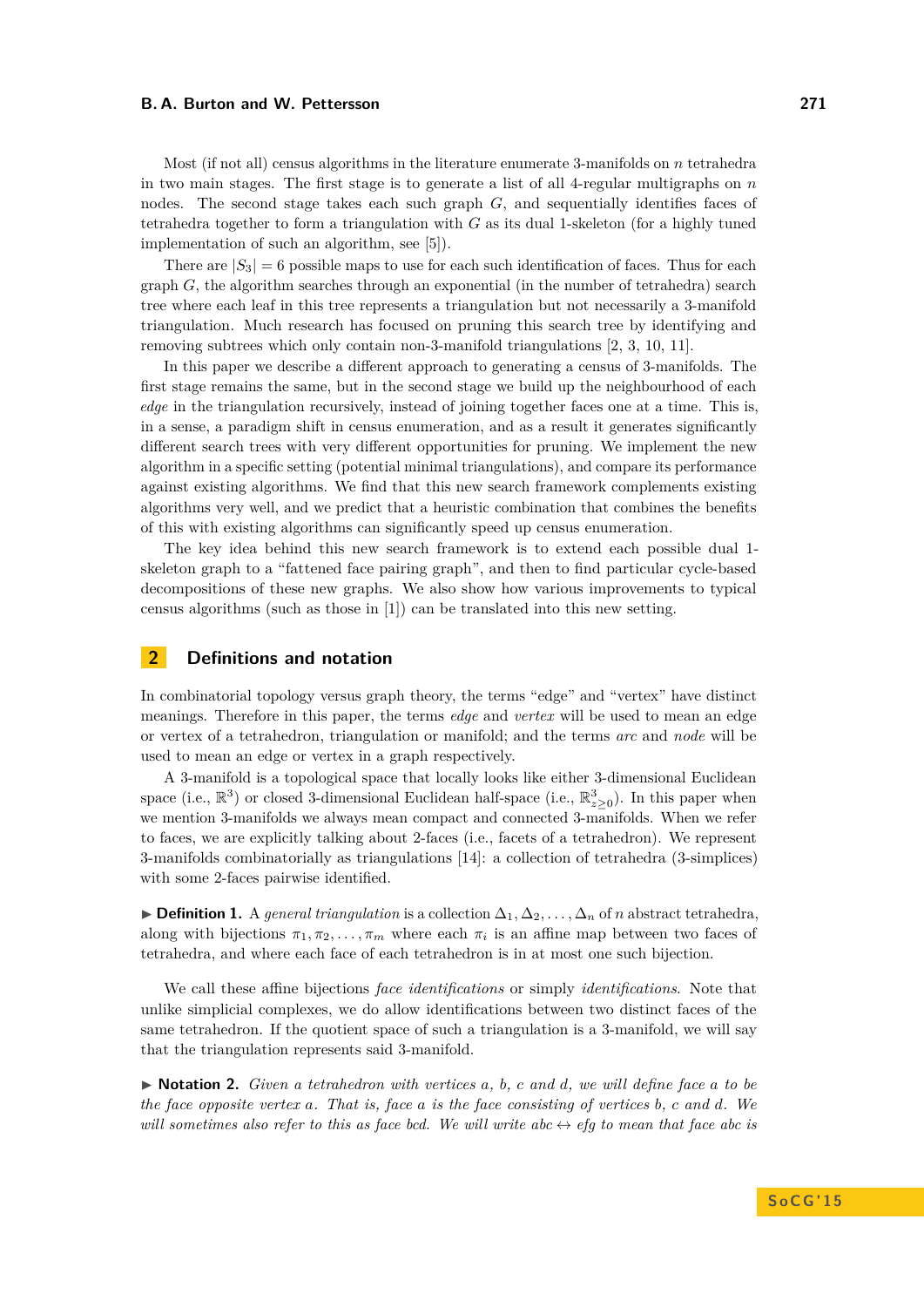Most (if not all) census algorithms in the literature enumerate 3-manifolds on $n$ tetrahedra in two main stages. The first stage is to generate a list of all 4-regular multigraphs on $n$ nodes. The second stage takes each such graph $G$, and sequentially identifies faces of tetrahedra together to form a triangulation with $G$ as its dual 1-skeleton (for a highly tuned implementation of such an algorithm, see [5]).

There are $|S_3| = 6$ possible maps to use for each such identification of faces. Thus for each graph $G$, the algorithm searches through an exponential (in the number of tetrahedra) search tree where each leaf in this tree represents a triangulation but not necessarily a 3-manifold triangulation. Much research has focused on pruning this search tree by identifying and removing subtrees which only contain non-3-manifold triangulations [2, 3, 10, 11].

In this paper we describe a different approach to generating a census of 3-manifolds. The first stage remains the same, but in the second stage we build up the neighbourhood of each *edge* in the triangulation recursively, instead of joining together faces one at a time. This is, in a sense, a paradigm shift in census enumeration, and as a result it generates significantly different search trees with very different opportunities for pruning. We implement the new algorithm in a specific setting (potential minimal triangulations), and compare its performance against existing algorithms. We find that this new search framework complements existing algorithms very well, and we predict that a heuristic combination that combines the benefits of this with existing algorithms can significantly speed up census enumeration.

The key idea behind this new search framework is to extend each possible dual 1-skeleton graph to a "fattened face pairing graph", and then to find particular cycle-based decompositions of these new graphs. We also show how various improvements to typical census algorithms (such as those in [1]) can be translated into this new setting.

## 2 Definitions and notation

In combinatorial topology versus graph theory, the terms "edge" and "vertex" have distinct meanings. Therefore in this paper, the terms *edge* and *vertex* will be used to mean an edge or vertex of a tetrahedron, triangulation or manifold; and the terms *arc* and *node* will be used to mean an edge or vertex in a graph respectively.

A 3-manifold is a topological space that locally looks like either 3-dimensional Euclidean space (i.e., $\mathbb{R}^3$) or closed 3-dimensional Euclidean half-space (i.e., $\mathbb{R}^3_{z\geq 0}$). In this paper when we mention 3-manifolds we always mean compact and connected 3-manifolds. When we refer to faces, we are explicitly talking about 2-faces (i.e., facets of a tetrahedron). We represent 3-manifolds combinatorially as triangulations [14]: a collection of tetrahedra (3-simplices) with some 2-faces pairwise identified.

▶ **Definition 1.** A *general triangulation* is a collection $\Delta_1, \Delta_2, \ldots, \Delta_n$ of $n$ abstract tetrahedra, along with bijections $\pi_1, \pi_2, \ldots, \pi_m$ where each $\pi_i$ is an affine map between two faces of tetrahedra, and where each face of each tetrahedron is in at most one such bijection.

We call these affine bijections *face identifications* or simply *identifications*. Note that unlike simplicial complexes, we do allow identifications between two distinct faces of the same tetrahedron. If the quotient space of such a triangulation is a 3-manifold, we will say that the triangulation represents said 3-manifold.

▶ **Notation 2.** *Given a tetrahedron with vertices $a$, $b$, $c$ and $d$, we will define face $a$ to be the face opposite vertex $a$. That is, face $a$ is the face consisting of vertices $b$, $c$ and $d$. We will sometimes also refer to this as face $bcd$. We will write $abc \leftrightarrow efg$ to mean that face $abc$ is*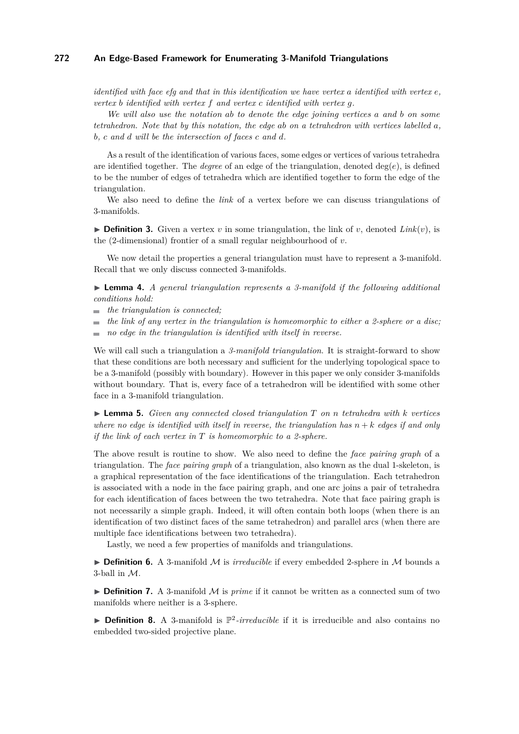*identified with face efg and that in this identification we have vertex a identified with vertex e, vertex b identified with vertex f and vertex c identified with vertex g.*

*We will also use the notation ab to denote the edge joining vertices a and b on some tetrahedron. Note that by this notation, the edge ab on a tetrahedron with vertices labelled a, b, c and d will be the intersection of faces c and d.*

As a result of the identification of various faces, some edges or vertices of various tetrahedra are identified together. The *degree* of an edge of the triangulation, denoted $\deg(e)$, is defined to be the number of edges of tetrahedra which are identified together to form the edge of the triangulation.

We also need to define the *link* of a vertex before we can discuss triangulations of 3-manifolds.

▶ **Definition 3.** Given a vertex $v$ in some triangulation, the link of $v$, denoted $Link(v)$, is the (2-dimensional) frontier of a small regular neighbourhood of $v$.

We now detail the properties a general triangulation must have to represent a 3-manifold. Recall that we only discuss connected 3-manifolds.

▶ **Lemma 4.** *A general triangulation represents a 3-manifold if the following additional conditions hold:*

- *the triangulation is connected;*
- *the link of any vertex in the triangulation is homeomorphic to either a 2-sphere or a disc;*
- *no edge in the triangulation is identified with itself in reverse.*

We will call such a triangulation a *3-manifold triangulation*. It is straight-forward to show that these conditions are both necessary and sufficient for the underlying topological space to be a 3-manifold (possibly with boundary). However in this paper we only consider 3-manifolds without boundary. That is, every face of a tetrahedron will be identified with some other face in a 3-manifold triangulation.

▶ **Lemma 5.** *Given any connected closed triangulation $T$ on $n$ tetrahedra with $k$ vertices where no edge is identified with itself in reverse, the triangulation has $n + k$ edges if and only if the link of each vertex in $T$ is homeomorphic to a 2-sphere.*

The above result is routine to show. We also need to define the *face pairing graph* of a triangulation. The *face pairing graph* of a triangulation, also known as the dual 1-skeleton, is a graphical representation of the face identifications of the triangulation. Each tetrahedron is associated with a node in the face pairing graph, and one arc joins a pair of tetrahedra for each identification of faces between the two tetrahedra. Note that face pairing graph is not necessarily a simple graph. Indeed, it will often contain both loops (when there is an identification of two distinct faces of the same tetrahedron) and parallel arcs (when there are multiple face identifications between two tetrahedra).

Lastly, we need a few properties of manifolds and triangulations.

▶ **Definition 6.** A 3-manifold $\mathcal{M}$ is *irreducible* if every embedded 2-sphere in $\mathcal{M}$ bounds a 3-ball in $\mathcal{M}$.

▶ **Definition 7.** A 3-manifold $\mathcal{M}$ is *prime* if it cannot be written as a connected sum of two manifolds where neither is a 3-sphere.

▶ **Definition 8.** A 3-manifold is $\mathbb{P}^2$-*irreducible* if it is irreducible and also contains no embedded two-sided projective plane.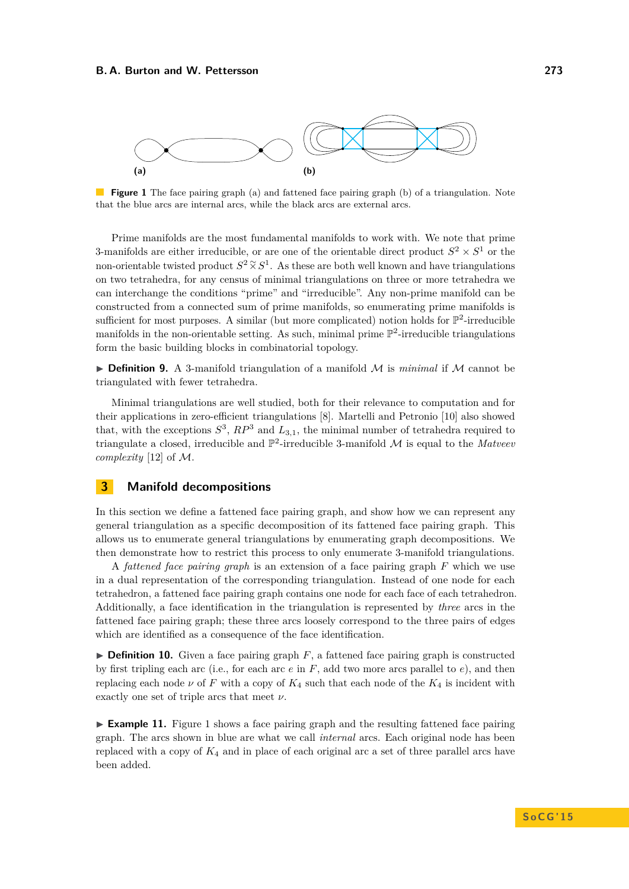(a) (b)

**Figure 1** The face pairing graph (a) and fattened face pairing graph (b) of a triangulation. Note that the blue arcs are internal arcs, while the black arcs are external arcs.

Prime manifolds are the most fundamental manifolds to work with. We note that prime 3-manifolds are either irreducible, or are one of the orientable direct product $S^2 \times S^1$ or the non-orientable twisted product $S^2 \tilde{\times} S^1$. As these are both well known and have triangulations on two tetrahedra, for any census of minimal triangulations on three or more tetrahedra we can interchange the conditions "prime" and "irreducible". Any non-prime manifold can be constructed from a connected sum of prime manifolds, so enumerating prime manifolds is sufficient for most purposes. A similar (but more complicated) notion holds for $\mathbb{P}^2$-irreducible manifolds in the non-orientable setting. As such, minimal prime $\mathbb{P}^2$-irreducible triangulations form the basic building blocks in combinatorial topology.

▶ **Definition 9.** A 3-manifold triangulation of a manifold $\mathcal{M}$ is *minimal* if $\mathcal{M}$ cannot be triangulated with fewer tetrahedra.

Minimal triangulations are well studied, both for their relevance to computation and for their applications in zero-efficient triangulations [8]. Martelli and Petronio [10] also showed that, with the exceptions $S^3$, $RP^3$ and $L_{3,1}$, the minimal number of tetrahedra required to triangulate a closed, irreducible and $\mathbb{P}^2$-irreducible 3-manifold $\mathcal{M}$ is equal to the *Matveev complexity* [12] of $\mathcal{M}$.

## 3 Manifold decompositions

In this section we define a fattened face pairing graph, and show how we can represent any general triangulation as a specific decomposition of its fattened face pairing graph. This allows us to enumerate general triangulations by enumerating graph decompositions. We then demonstrate how to restrict this process to only enumerate 3-manifold triangulations.

A *fattened face pairing graph* is an extension of a face pairing graph $F$ which we use in a dual representation of the corresponding triangulation. Instead of one node for each tetrahedron, a fattened face pairing graph contains one node for each face of each tetrahedron. Additionally, a face identification in the triangulation is represented by *three* arcs in the fattened face pairing graph; these three arcs loosely correspond to the three pairs of edges which are identified as a consequence of the face identification.

▶ **Definition 10.** Given a face pairing graph $F$, a fattened face pairing graph is constructed by first tripling each arc (i.e., for each arc $e$ in $F$, add two more arcs parallel to $e$), and then replacing each node $\nu$ of $F$ with a copy of $K_4$ such that each node of the $K_4$ is incident with exactly one set of triple arcs that meet $\nu$.

▶ **Example 11.** Figure 1 shows a face pairing graph and the resulting fattened face pairing graph. The arcs shown in blue are what we call *internal* arcs. Each original node has been replaced with a copy of $K_4$ and in place of each original arc a set of three parallel arcs have been added.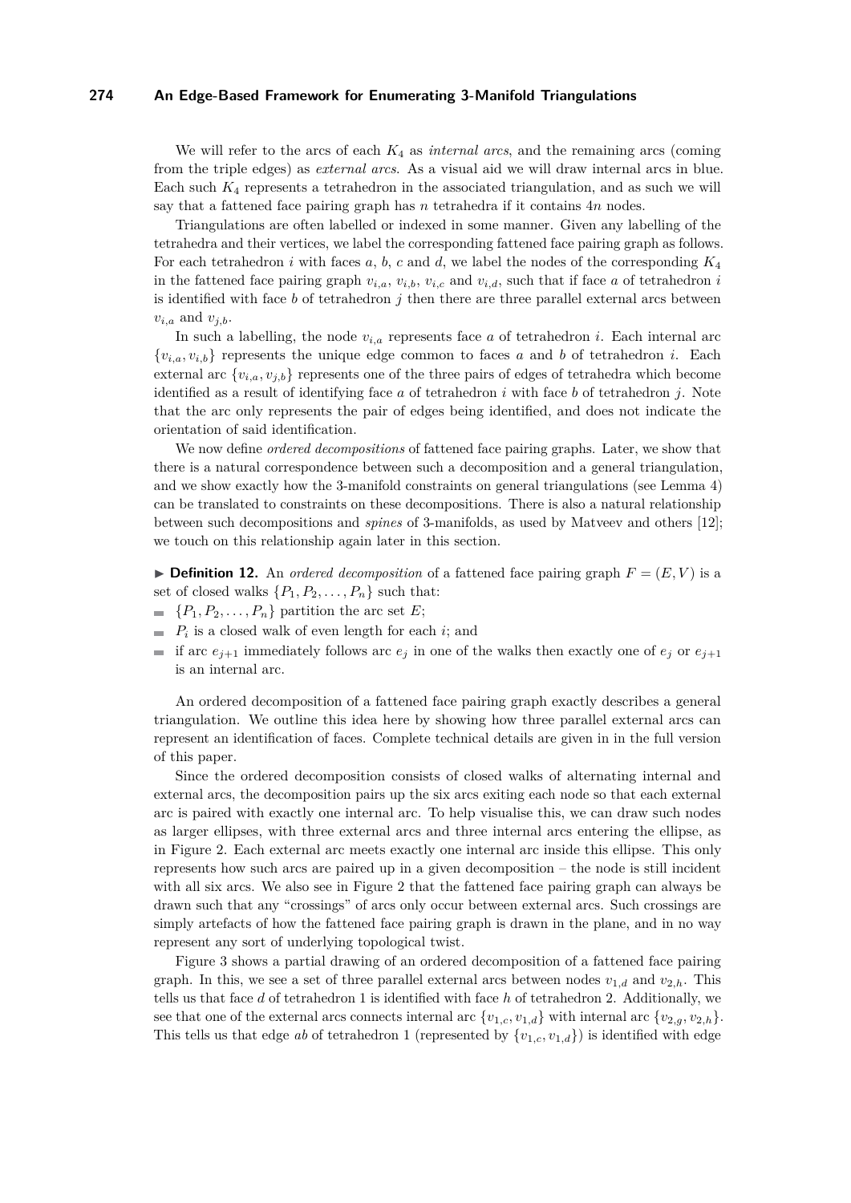We will refer to the arcs of each $K_4$ as *internal arcs*, and the remaining arcs (coming from the triple edges) as *external arcs*. As a visual aid we will draw internal arcs in blue. Each such $K_4$ represents a tetrahedron in the associated triangulation, and as such we will say that a fattened face pairing graph has $n$ tetrahedra if it contains $4n$ nodes.

Triangulations are often labelled or indexed in some manner. Given any labelling of the tetrahedra and their vertices, we label the corresponding fattened face pairing graph as follows. For each tetrahedron $i$ with faces $a$, $b$, $c$ and $d$, we label the nodes of the corresponding $K_4$ in the fattened face pairing graph $v_{i,a}$, $v_{i,b}$, $v_{i,c}$ and $v_{i,d}$, such that if face $a$ of tetrahedron $i$ is identified with face $b$ of tetrahedron $j$ then there are three parallel external arcs between $v_{i,a}$ and $v_{j,b}$.

In such a labelling, the node $v_{i,a}$ represents face $a$ of tetrahedron $i$. Each internal arc $\{v_{i,a}, v_{i,b}\}$ represents the unique edge common to faces $a$ and $b$ of tetrahedron $i$. Each external arc $\{v_{i,a}, v_{j,b}\}$ represents one of the three pairs of edges of tetrahedra which become identified as a result of identifying face $a$ of tetrahedron $i$ with face $b$ of tetrahedron $j$. Note that the arc only represents the pair of edges being identified, and does not indicate the orientation of said identification.

We now define *ordered decompositions* of fattened face pairing graphs. Later, we show that there is a natural correspondence between such a decomposition and a general triangulation, and we show exactly how the 3-manifold constraints on general triangulations (see Lemma 4) can be translated to constraints on these decompositions. There is also a natural relationship between such decompositions and *spines* of 3-manifolds, as used by Matveev and others [12]; we touch on this relationship again later in this section.

▶ **Definition 12.** An *ordered decomposition* of a fattened face pairing graph $F = (E, V)$ is a set of closed walks $\{P_1, P_2, \ldots, P_n\}$ such that:

- $\{P_1, P_2, \ldots, P_n\}$ partition the arc set $E$;
- $P_i$ is a closed walk of even length for each $i$; and
- if arc $e_{j+1}$ immediately follows arc $e_j$ in one of the walks then exactly one of $e_j$ or $e_{j+1}$ is an internal arc.

An ordered decomposition of a fattened face pairing graph exactly describes a general triangulation. We outline this idea here by showing how three parallel external arcs can represent an identification of faces. Complete technical details are given in in the full version of this paper.

Since the ordered decomposition consists of closed walks of alternating internal and external arcs, the decomposition pairs up the six arcs exiting each node so that each external arc is paired with exactly one internal arc. To help visualise this, we can draw such nodes as larger ellipses, with three external arcs and three internal arcs entering the ellipse, as in Figure 2. Each external arc meets exactly one internal arc inside this ellipse. This only represents how such arcs are paired up in a given decomposition – the node is still incident with all six arcs. We also see in Figure 2 that the fattened face pairing graph can always be drawn such that any "crossings" of arcs only occur between external arcs. Such crossings are simply artefacts of how the fattened face pairing graph is drawn in the plane, and in no way represent any sort of underlying topological twist.

Figure 3 shows a partial drawing of an ordered decomposition of a fattened face pairing graph. In this, we see a set of three parallel external arcs between nodes $v_{1,d}$ and $v_{2,h}$. This tells us that face $d$ of tetrahedron 1 is identified with face $h$ of tetrahedron 2. Additionally, we see that one of the external arcs connects internal arc $\{v_{1,c}, v_{1,d}\}$ with internal arc $\{v_{2,g}, v_{2,h}\}$. This tells us that edge $ab$ of tetrahedron 1 (represented by $\{v_{1,c}, v_{1,d}\}$) is identified with edge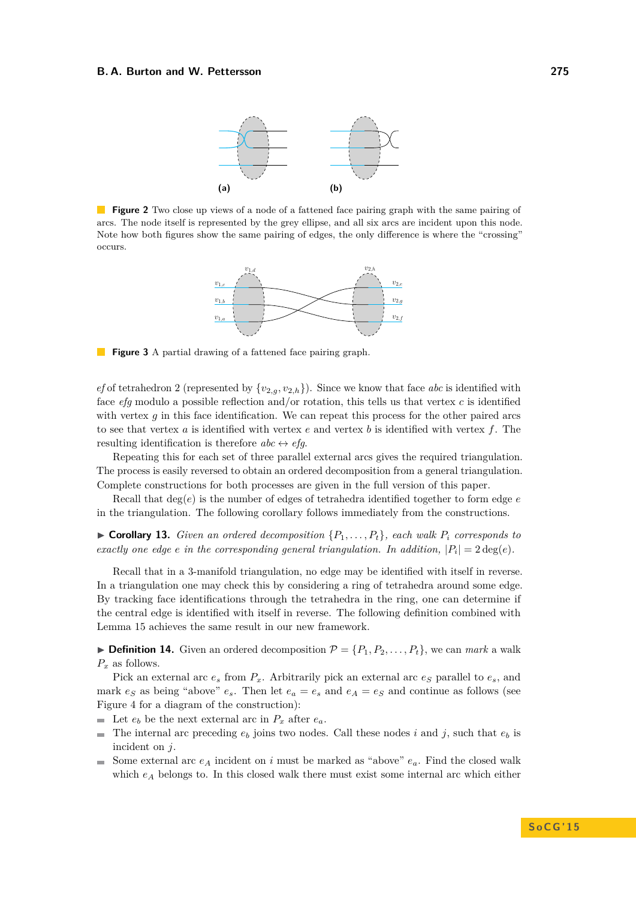**Figure 2** Two close up views of a node of a fattened face pairing graph with the same pairing of arcs. The node itself is represented by the grey ellipse, and all six arcs are incident upon this node. Note how both figures show the same pairing of edges, the only difference is where the "crossing" occurs.

**Figure 3** A partial drawing of a fattened face pairing graph.

$ef$ of tetrahedron 2 (represented by $\{v_{2,g}, v_{2,h}\}$). Since we know that face $abc$ is identified with face $efg$ modulo a possible reflection and/or rotation, this tells us that vertex $c$ is identified with vertex $g$ in this face identification. We can repeat this process for the other paired arcs to see that vertex $a$ is identified with vertex $e$ and vertex $b$ is identified with vertex $f$. The resulting identification is therefore $abc \leftrightarrow efg$.

Repeating this for each set of three parallel external arcs gives the required triangulation. The process is easily reversed to obtain an ordered decomposition from a general triangulation. Complete constructions for both processes are given in the full version of this paper.

Recall that $\deg(e)$ is the number of edges of tetrahedra identified together to form edge $e$ in the triangulation. The following corollary follows immediately from the constructions.

▶ **Corollary 13.** *Given an ordered decomposition $\{P_1, \ldots, P_t\}$, each walk $P_i$ corresponds to exactly one edge $e$ in the corresponding general triangulation. In addition, $|P_i| = 2\deg(e)$.*

Recall that in a 3-manifold triangulation, no edge may be identified with itself in reverse. In a triangulation one may check this by considering a ring of tetrahedra around some edge. By tracking face identifications through the tetrahedra in the ring, one can determine if the central edge is identified with itself in reverse. The following definition combined with Lemma 15 achieves the same result in our new framework.

▶ **Definition 14.** Given an ordered decomposition $\mathcal{P} = \{P_1, P_2, \ldots, P_t\}$, we can *mark* a walk $P_x$ as follows.

Pick an external arc $e_s$ from $P_x$. Arbitrarily pick an external arc $e_S$ parallel to $e_s$, and mark $e_S$ as being "above" $e_s$. Then let $e_a = e_s$ and $e_A = e_S$ and continue as follows (see Figure 4 for a diagram of the construction):

- Let $e_b$ be the next external arc in $P_x$ after $e_a$.
- The internal arc preceding $e_b$ joins two nodes. Call these nodes $i$ and $j$, such that $e_b$ is incident on $j$.
- Some external arc $e_A$ incident on $i$ must be marked as "above" $e_a$. Find the closed walk which $e_A$ belongs to. In this closed walk there must exist some internal arc which either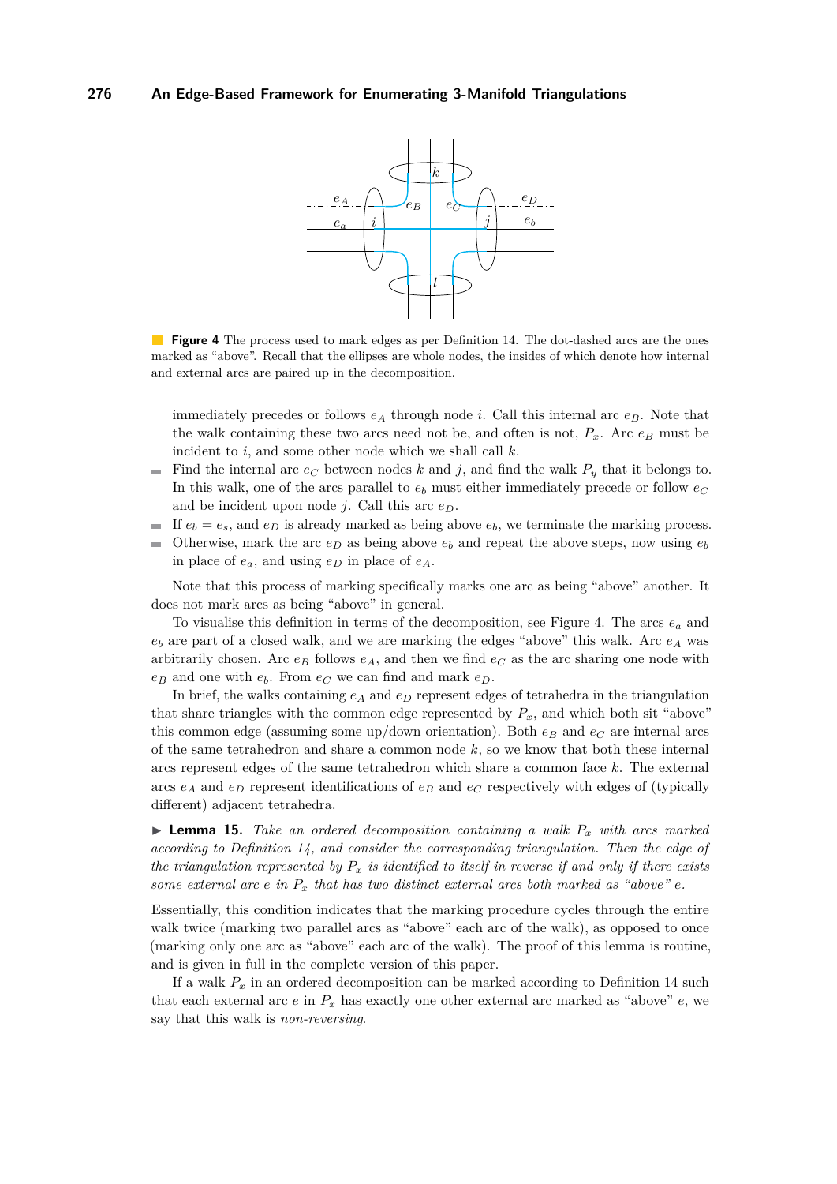**Figure 4** The process used to mark edges as per Definition 14. The dot-dashed arcs are the ones marked as "above". Recall that the ellipses are whole nodes, the insides of which denote how internal and external arcs are paired up in the decomposition.

immediately precedes or follows $e_A$ through node $i$. Call this internal arc $e_B$. Note that the walk containing these two arcs need not be, and often is not, $P_x$. Arc $e_B$ must be incident to $i$, and some other node which we shall call $k$.

- Find the internal arc $e_C$ between nodes $k$ and $j$, and find the walk $P_y$ that it belongs to. In this walk, one of the arcs parallel to $e_b$ must either immediately precede or follow $e_C$ and be incident upon node $j$. Call this arc $e_D$.
- If $e_b = e_s$, and $e_D$ is already marked as being above $e_b$, we terminate the marking process.
- Otherwise, mark the arc $e_D$ as being above $e_b$ and repeat the above steps, now using $e_b$ in place of $e_a$, and using $e_D$ in place of $e_A$.

Note that this process of marking specifically marks one arc as being "above" another. It does not mark arcs as being "above" in general.

To visualise this definition in terms of the decomposition, see Figure 4. The arcs $e_a$ and $e_b$ are part of a closed walk, and we are marking the edges "above" this walk. Arc $e_A$ was arbitrarily chosen. Arc $e_B$ follows $e_A$, and then we find $e_C$ as the arc sharing one node with $e_B$ and one with $e_b$. From $e_C$ we can find and mark $e_D$.

In brief, the walks containing $e_A$ and $e_D$ represent edges of tetrahedra in the triangulation that share triangles with the common edge represented by $P_x$, and which both sit "above" this common edge (assuming some up/down orientation). Both $e_B$ and $e_C$ are internal arcs of the same tetrahedron and share a common node $k$, so we know that both these internal arcs represent edges of the same tetrahedron which share a common face $k$. The external arcs $e_A$ and $e_D$ represent identifications of $e_B$ and $e_C$ respectively with edges of (typically different) adjacent tetrahedra.

▶ **Lemma 15.** *Take an ordered decomposition containing a walk $P_x$ with arcs marked according to Definition 14, and consider the corresponding triangulation. Then the edge of the triangulation represented by $P_x$ is identified to itself in reverse if and only if there exists some external arc $e$ in $P_x$ that has two distinct external arcs both marked as "above" $e$.*

Essentially, this condition indicates that the marking procedure cycles through the entire walk twice (marking two parallel arcs as "above" each arc of the walk), as opposed to once (marking only one arc as "above" each arc of the walk). The proof of this lemma is routine, and is given in full in the complete version of this paper.

If a walk $P_x$ in an ordered decomposition can be marked according to Definition 14 such that each external arc $e$ in $P_x$ has exactly one other external arc marked as "above" $e$, we say that this walk is *non-reversing*.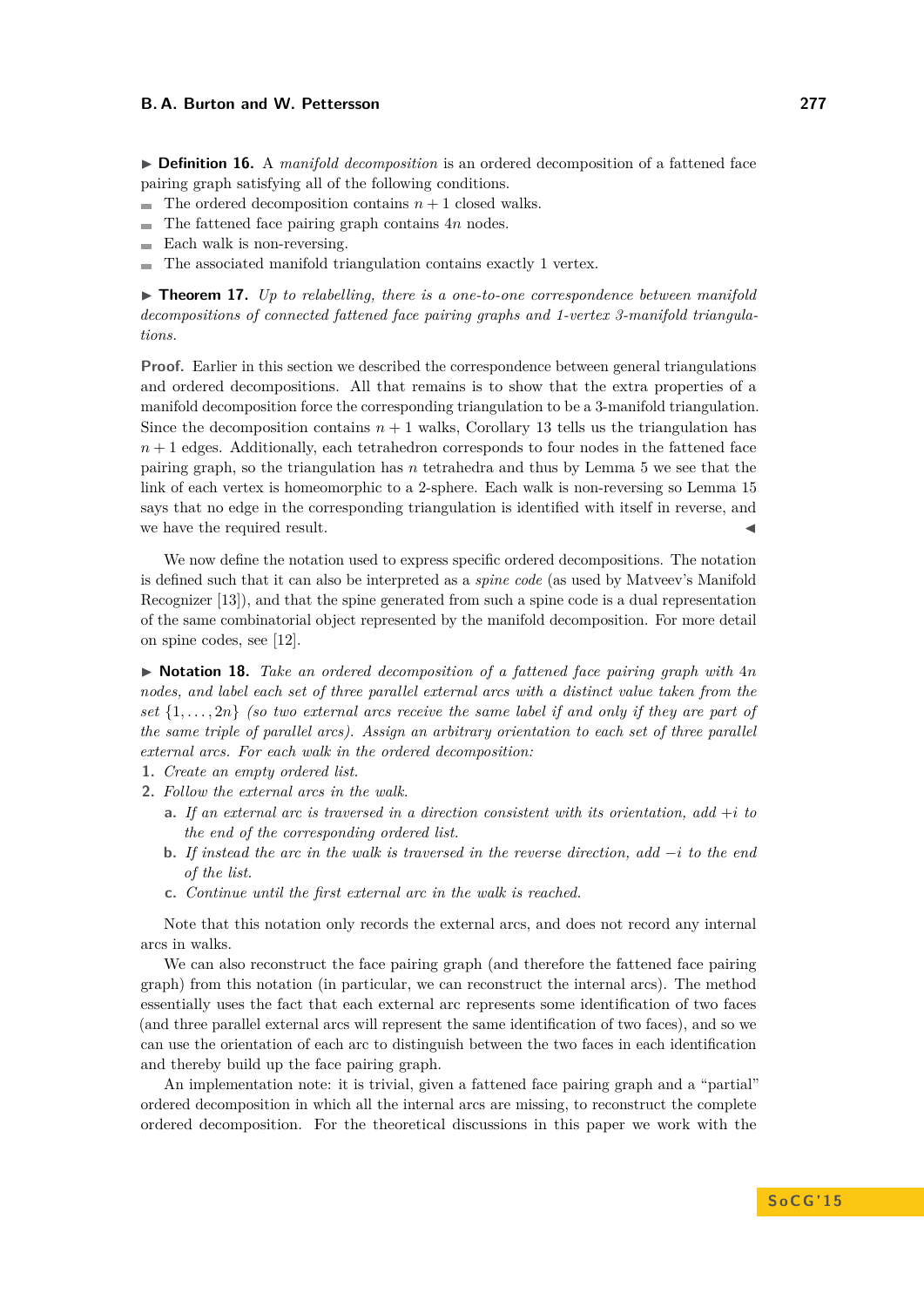▶ **Definition 16.** A *manifold decomposition* is an ordered decomposition of a fattened face pairing graph satisfying all of the following conditions.

- The ordered decomposition contains $n + 1$ closed walks.
- The fattened face pairing graph contains $4n$ nodes.
- Each walk is non-reversing.
- The associated manifold triangulation contains exactly 1 vertex.

▶ **Theorem 17.** *Up to relabelling, there is a one-to-one correspondence between manifold decompositions of connected fattened face pairing graphs and 1-vertex 3-manifold triangulations.*

**Proof.** Earlier in this section we described the correspondence between general triangulations and ordered decompositions. All that remains is to show that the extra properties of a manifold decomposition force the corresponding triangulation to be a 3-manifold triangulation. Since the decomposition contains $n + 1$ walks, Corollary 13 tells us the triangulation has $n + 1$ edges. Additionally, each tetrahedron corresponds to four nodes in the fattened face pairing graph, so the triangulation has $n$ tetrahedra and thus by Lemma 5 we see that the link of each vertex is homeomorphic to a 2-sphere. Each walk is non-reversing so Lemma 15 says that no edge in the corresponding triangulation is identified with itself in reverse, and we have the required result. ◀

We now define the notation used to express specific ordered decompositions. The notation is defined such that it can also be interpreted as a *spine code* (as used by Matveev's Manifold Recognizer [13]), and that the spine generated from such a spine code is a dual representation of the same combinatorial object represented by the manifold decomposition. For more detail on spine codes, see [12].

▶ **Notation 18.** *Take an ordered decomposition of a fattened face pairing graph with $4n$ nodes, and label each set of three parallel external arcs with a distinct value taken from the set $\{1, \dots, 2n\}$ (so two external arcs receive the same label if and only if they are part of the same triple of parallel arcs). Assign an arbitrary orientation to each set of three parallel external arcs. For each walk in the ordered decomposition:*

1. *Create an empty ordered list.*
2. *Follow the external arcs in the walk.*
   a. *If an external arc is traversed in a direction consistent with its orientation, add $+i$ to the end of the corresponding ordered list.*
   b. *If instead the arc in the walk is traversed in the reverse direction, add $-i$ to the end of the list.*
   c. *Continue until the first external arc in the walk is reached.*

Note that this notation only records the external arcs, and does not record any internal arcs in walks.

We can also reconstruct the face pairing graph (and therefore the fattened face pairing graph) from this notation (in particular, we can reconstruct the internal arcs). The method essentially uses the fact that each external arc represents some identification of two faces (and three parallel external arcs will represent the same identification of two faces), and so we can use the orientation of each arc to distinguish between the two faces in each identification and thereby build up the face pairing graph.

An implementation note: it is trivial, given a fattened face pairing graph and a "partial" ordered decomposition in which all the internal arcs are missing, to reconstruct the complete ordered decomposition. For the theoretical discussions in this paper we work with the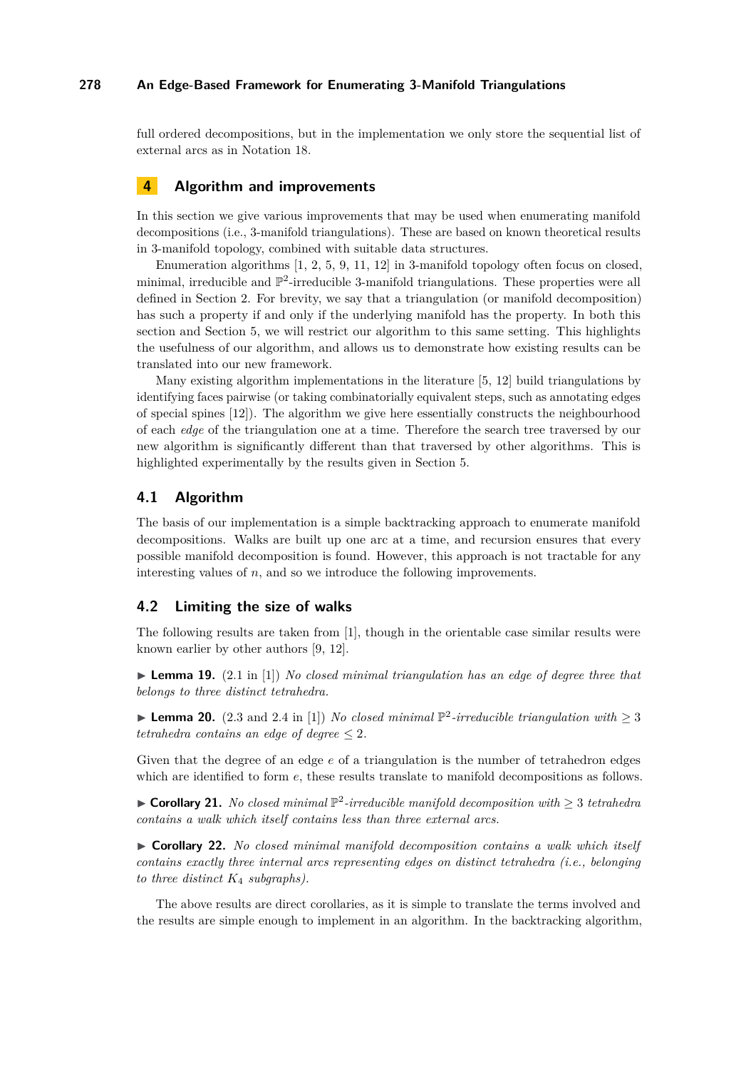full ordered decompositions, but in the implementation we only store the sequential list of external arcs as in Notation 18.

## 4 Algorithm and improvements

In this section we give various improvements that may be used when enumerating manifold decompositions (i.e., 3-manifold triangulations). These are based on known theoretical results in 3-manifold topology, combined with suitable data structures.

Enumeration algorithms [1, 2, 5, 9, 11, 12] in 3-manifold topology often focus on closed, minimal, irreducible and $\mathbb{P}^2$-irreducible 3-manifold triangulations. These properties were all defined in Section 2. For brevity, we say that a triangulation (or manifold decomposition) has such a property if and only if the underlying manifold has the property. In both this section and Section 5, we will restrict our algorithm to this same setting. This highlights the usefulness of our algorithm, and allows us to demonstrate how existing results can be translated into our new framework.

Many existing algorithm implementations in the literature [5, 12] build triangulations by identifying faces pairwise (or taking combinatorially equivalent steps, such as annotating edges of special spines [12]). The algorithm we give here essentially constructs the neighbourhood of each *edge* of the triangulation one at a time. Therefore the search tree traversed by our new algorithm is significantly different than that traversed by other algorithms. This is highlighted experimentally by the results given in Section 5.

### 4.1 Algorithm

The basis of our implementation is a simple backtracking approach to enumerate manifold decompositions. Walks are built up one arc at a time, and recursion ensures that every possible manifold decomposition is found. However, this approach is not tractable for any interesting values of $n$, and so we introduce the following improvements.

### 4.2 Limiting the size of walks

The following results are taken from [1], though in the orientable case similar results were known earlier by other authors [9, 12].

▶ **Lemma 19.** (2.1 in [1]) *No closed minimal triangulation has an edge of degree three that belongs to three distinct tetrahedra.*

▶ **Lemma 20.** (2.3 and 2.4 in [1]) *No closed minimal $\mathbb{P}^2$-irreducible triangulation with $\geq 3$ tetrahedra contains an edge of degree $\leq 2$.*

Given that the degree of an edge $e$ of a triangulation is the number of tetrahedron edges which are identified to form $e$, these results translate to manifold decompositions as follows.

▶ **Corollary 21.** *No closed minimal $\mathbb{P}^2$-irreducible manifold decomposition with $\geq 3$ tetrahedra contains a walk which itself contains less than three external arcs.*

▶ **Corollary 22.** *No closed minimal manifold decomposition contains a walk which itself contains exactly three internal arcs representing edges on distinct tetrahedra (i.e., belonging to three distinct $K_4$ subgraphs).*

The above results are direct corollaries, as it is simple to translate the terms involved and the results are simple enough to implement in an algorithm. In the backtracking algorithm,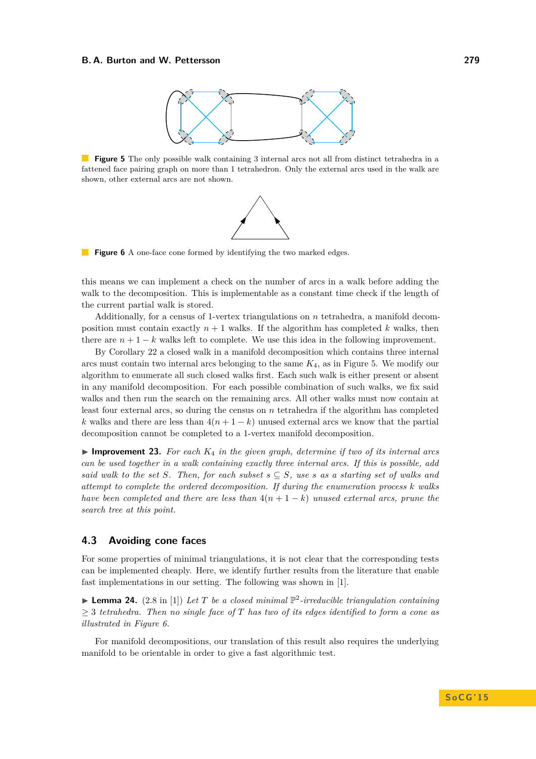**Figure 5** The only possible walk containing 3 internal arcs not all from distinct tetrahedra in a fattened face pairing graph on more than 1 tetrahedron. Only the external arcs used in the walk are shown, other external arcs are not shown.

**Figure 6** A one-face cone formed by identifying the two marked edges.

this means we can implement a check on the number of arcs in a walk before adding the walk to the decomposition. This is implementable as a constant time check if the length of the current partial walk is stored.

Additionally, for a census of 1-vertex triangulations on $n$ tetrahedra, a manifold decomposition must contain exactly $n+1$ walks. If the algorithm has completed $k$ walks, then there are $n+1-k$ walks left to complete. We use this idea in the following improvement.

By Corollary 22 a closed walk in a manifold decomposition which contains three internal arcs must contain two internal arcs belonging to the same $K_4$, as in Figure 5. We modify our algorithm to enumerate all such closed walks first. Each such walk is either present or absent in any manifold decomposition. For each possible combination of such walks, we fix said walks and then run the search on the remaining arcs. All other walks must now contain at least four external arcs, so during the census on $n$ tetrahedra if the algorithm has completed $k$ walks and there are less than $4(n+1-k)$ unused external arcs we know that the partial decomposition cannot be completed to a 1-vertex manifold decomposition.

▶ **Improvement 23.** *For each $K_4$ in the given graph, determine if two of its internal arcs can be used together in a walk containing exactly three internal arcs. If this is possible, add said walk to the set $S$. Then, for each subset $s \subseteq S$, use $s$ as a starting set of walks and attempt to complete the ordered decomposition. If during the enumeration process $k$ walks have been completed and there are less than $4(n+1-k)$ unused external arcs, prune the search tree at this point.*

### 4.3 Avoiding cone faces

For some properties of minimal triangulations, it is not clear that the corresponding tests can be implemented cheaply. Here, we identify further results from the literature that enable fast implementations in our setting. The following was shown in [1].

▶ **Lemma 24.** (2.8 in [1]) *Let $T$ be a closed minimal $\mathbb{P}^2$-irreducible triangulation containing $\geq 3$ tetrahedra. Then no single face of $T$ has two of its edges identified to form a cone as illustrated in Figure 6.*

For manifold decompositions, our translation of this result also requires the underlying manifold to be orientable in order to give a fast algorithmic test.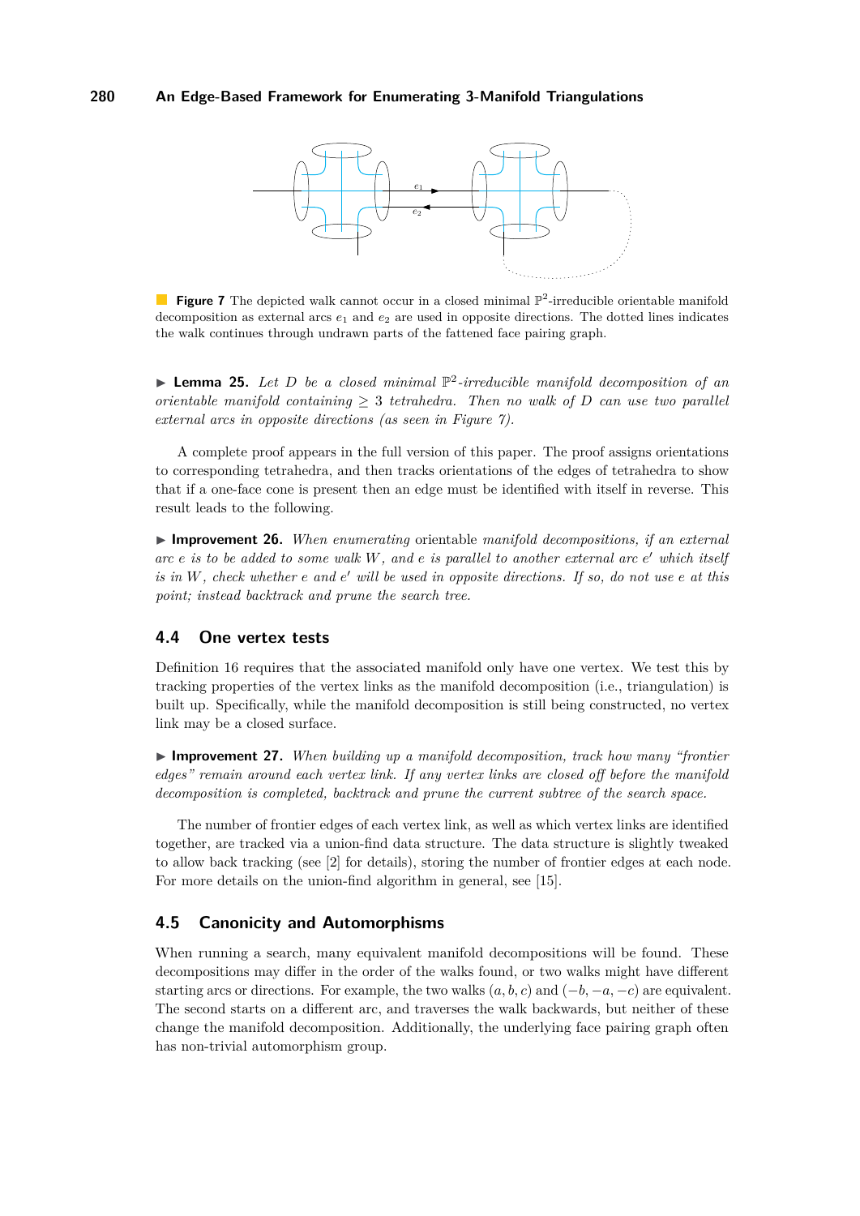**Figure 7** The depicted walk cannot occur in a closed minimal $\mathbb{P}^2$-irreducible orientable manifold decomposition as external arcs $e_1$ and $e_2$ are used in opposite directions. The dotted lines indicates the walk continues through undrawn parts of the fattened face pairing graph.

▶ **Lemma 25.** *Let $D$ be a closed minimal $\mathbb{P}^2$-irreducible manifold decomposition of an orientable manifold containing $\geq 3$ tetrahedra. Then no walk of $D$ can use two parallel external arcs in opposite directions (as seen in Figure 7).*

A complete proof appears in the full version of this paper. The proof assigns orientations to corresponding tetrahedra, and then tracks orientations of the edges of tetrahedra to show that if a one-face cone is present then an edge must be identified with itself in reverse. This result leads to the following.

▶ **Improvement 26.** *When enumerating* orientable *manifold decompositions, if an external arc $e$ is to be added to some walk $W$, and $e$ is parallel to another external arc $e'$ which itself is in $W$, check whether $e$ and $e'$ will be used in opposite directions. If so, do not use $e$ at this point; instead backtrack and prune the search tree.*

## 4.4 One vertex tests

Definition 16 requires that the associated manifold only have one vertex. We test this by tracking properties of the vertex links as the manifold decomposition (i.e., triangulation) is built up. Specifically, while the manifold decomposition is still being constructed, no vertex link may be a closed surface.

▶ **Improvement 27.** *When building up a manifold decomposition, track how many "frontier edges" remain around each vertex link. If any vertex links are closed off before the manifold decomposition is completed, backtrack and prune the current subtree of the search space.*

The number of frontier edges of each vertex link, as well as which vertex links are identified together, are tracked via a union-find data structure. The data structure is slightly tweaked to allow back tracking (see [2] for details), storing the number of frontier edges at each node. For more details on the union-find algorithm in general, see [15].

## 4.5 Canonicity and Automorphisms

When running a search, many equivalent manifold decompositions will be found. These decompositions may differ in the order of the walks found, or two walks might have different starting arcs or directions. For example, the two walks $(a, b, c)$ and $(-b, -a, -c)$ are equivalent. The second starts on a different arc, and traverses the walk backwards, but neither of these change the manifold decomposition. Additionally, the underlying face pairing graph often has non-trivial automorphism group.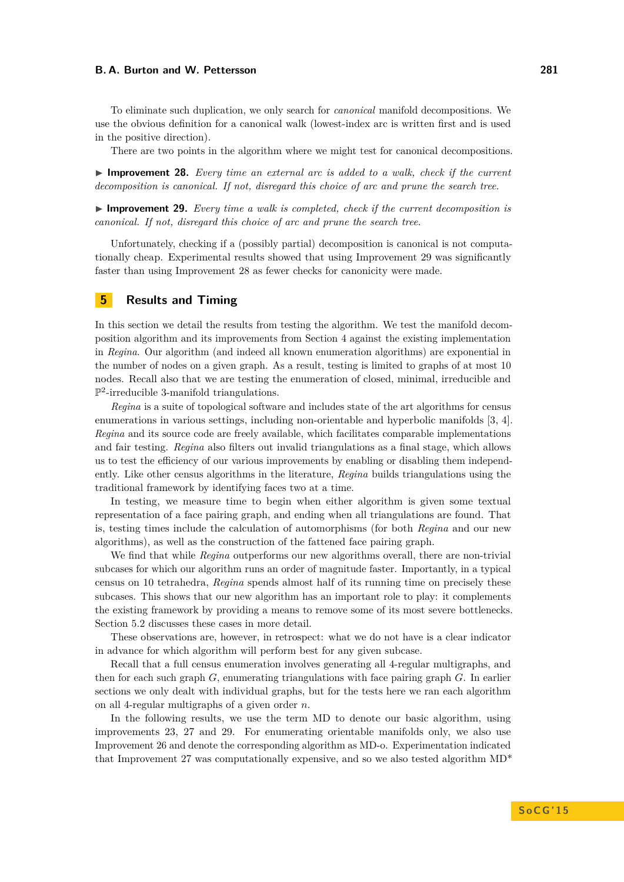To eliminate such duplication, we only search for *canonical* manifold decompositions. We use the obvious definition for a canonical walk (lowest-index arc is written first and is used in the positive direction).

There are two points in the algorithm where we might test for canonical decompositions.

▶ **Improvement 28.** *Every time an external arc is added to a walk, check if the current decomposition is canonical. If not, disregard this choice of arc and prune the search tree.*

▶ **Improvement 29.** *Every time a walk is completed, check if the current decomposition is canonical. If not, disregard this choice of arc and prune the search tree.*

Unfortunately, checking if a (possibly partial) decomposition is canonical is not computationally cheap. Experimental results showed that using Improvement 29 was significantly faster than using Improvement 28 as fewer checks for canonicity were made.

## 5 Results and Timing

In this section we detail the results from testing the algorithm. We test the manifold decomposition algorithm and its improvements from Section 4 against the existing implementation in *Regina*. Our algorithm (and indeed all known enumeration algorithms) are exponential in the number of nodes on a given graph. As a result, testing is limited to graphs of at most 10 nodes. Recall also that we are testing the enumeration of closed, minimal, irreducible and $\mathbb{P}^2$-irreducible 3-manifold triangulations.

*Regina* is a suite of topological software and includes state of the art algorithms for census enumerations in various settings, including non-orientable and hyperbolic manifolds [3, 4]. *Regina* and its source code are freely available, which facilitates comparable implementations and fair testing. *Regina* also filters out invalid triangulations as a final stage, which allows us to test the efficiency of our various improvements by enabling or disabling them independently. Like other census algorithms in the literature, *Regina* builds triangulations using the traditional framework by identifying faces two at a time.

In testing, we measure time to begin when either algorithm is given some textual representation of a face pairing graph, and ending when all triangulations are found. That is, testing times include the calculation of automorphisms (for both *Regina* and our new algorithms), as well as the construction of the fattened face pairing graph.

We find that while *Regina* outperforms our new algorithms overall, there are non-trivial subcases for which our algorithm runs an order of magnitude faster. Importantly, in a typical census on 10 tetrahedra, *Regina* spends almost half of its running time on precisely these subcases. This shows that our new algorithm has an important role to play: it complements the existing framework by providing a means to remove some of its most severe bottlenecks. Section 5.2 discusses these cases in more detail.

These observations are, however, in retrospect: what we do not have is a clear indicator in advance for which algorithm will perform best for any given subcase.

Recall that a full census enumeration involves generating all 4-regular multigraphs, and then for each such graph $G$, enumerating triangulations with face pairing graph $G$. In earlier sections we only dealt with individual graphs, but for the tests here we ran each algorithm on all 4-regular multigraphs of a given order $n$.

In the following results, we use the term MD to denote our basic algorithm, using improvements 23, 27 and 29. For enumerating orientable manifolds only, we also use Improvement 26 and denote the corresponding algorithm as MD-o. Experimentation indicated that Improvement 27 was computationally expensive, and so we also tested algorithm MD*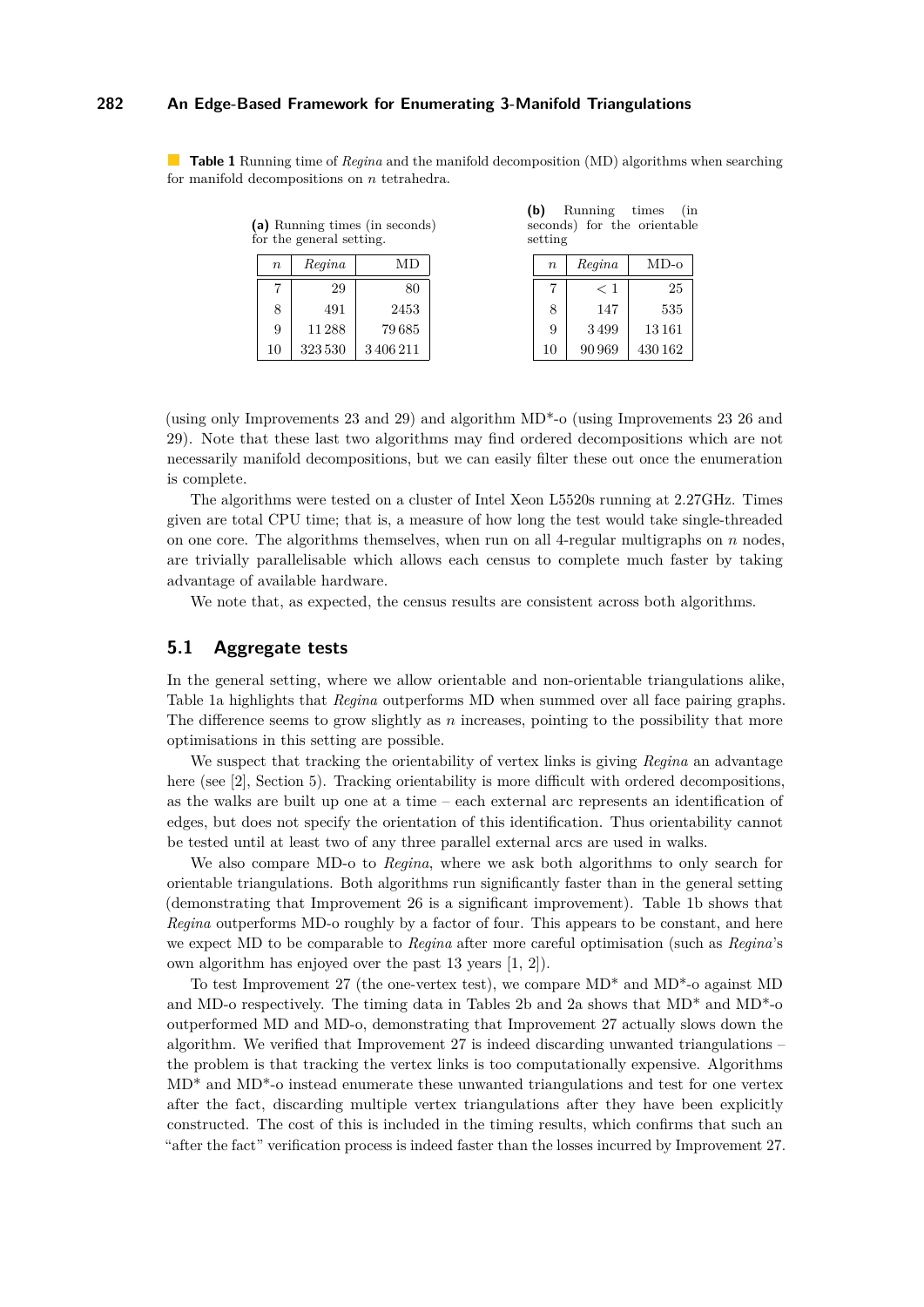**Table 1** Running time of *Regina* and the manifold decomposition (MD) algorithms when searching for manifold decompositions on $n$ tetrahedra.

**(a)** Running times (in seconds) for the general setting.

| $n$ | *Regina* | MD |
|---|---|---|
| 7 | 29 | 80 |
| 8 | 491 | 2453 |
| 9 | 11 288 | 79 685 |
| 10 | 323 530 | 3 406 211 |

**(b)** Running times (in seconds) for the orientable setting

| $n$ | *Regina* | MD-o |
|---|---|---|
| 7 | $< 1$ | 25 |
| 8 | 147 | 535 |
| 9 | 3 499 | 13 161 |
| 10 | 90 969 | 430 162 |

(using only Improvements 23 and 29) and algorithm MD*-o (using Improvements 23 26 and 29). Note that these last two algorithms may find ordered decompositions which are not necessarily manifold decompositions, but we can easily filter these out once the enumeration is complete.

The algorithms were tested on a cluster of Intel Xeon L5520s running at 2.27GHz. Times given are total CPU time; that is, a measure of how long the test would take single-threaded on one core. The algorithms themselves, when run on all 4-regular multigraphs on $n$ nodes, are trivially parallelisable which allows each census to complete much faster by taking advantage of available hardware.

We note that, as expected, the census results are consistent across both algorithms.

## 5.1 Aggregate tests

In the general setting, where we allow orientable and non-orientable triangulations alike, Table 1a highlights that *Regina* outperforms MD when summed over all face pairing graphs. The difference seems to grow slightly as $n$ increases, pointing to the possibility that more optimisations in this setting are possible.

We suspect that tracking the orientability of vertex links is giving *Regina* an advantage here (see [2], Section 5). Tracking orientability is more difficult with ordered decompositions, as the walks are built up one at a time – each external arc represents an identification of edges, but does not specify the orientation of this identification. Thus orientability cannot be tested until at least two of any three parallel external arcs are used in walks.

We also compare MD-o to *Regina*, where we ask both algorithms to only search for orientable triangulations. Both algorithms run significantly faster than in the general setting (demonstrating that Improvement 26 is a significant improvement). Table 1b shows that *Regina* outperforms MD-o roughly by a factor of four. This appears to be constant, and here we expect MD to be comparable to *Regina* after more careful optimisation (such as *Regina*'s own algorithm has enjoyed over the past 13 years [1, 2]).

To test Improvement 27 (the one-vertex test), we compare MD* and MD*-o against MD and MD-o respectively. The timing data in Tables 2b and 2a shows that MD* and MD*-o outperformed MD and MD-o, demonstrating that Improvement 27 actually slows down the algorithm. We verified that Improvement 27 is indeed discarding unwanted triangulations – the problem is that tracking the vertex links is too computationally expensive. Algorithms MD* and MD*-o instead enumerate these unwanted triangulations and test for one vertex after the fact, discarding multiple vertex triangulations after they have been explicitly constructed. The cost of this is included in the timing results, which confirms that such an "after the fact" verification process is indeed faster than the losses incurred by Improvement 27.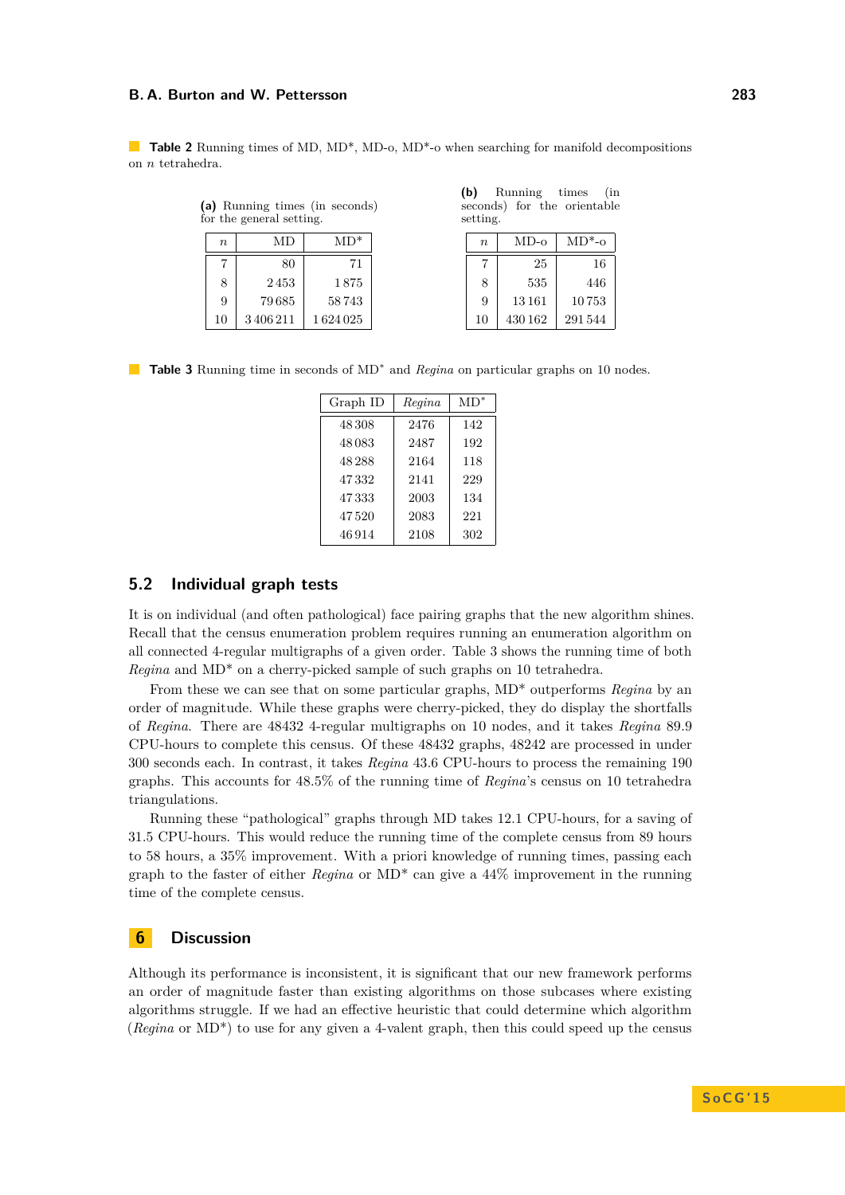**Table 2** Running times of MD, MD*, MD-o, MD*-o when searching for manifold decompositions on $n$ tetrahedra.

**(a)** Running times (in seconds) for the general setting.

| $n$ | MD | MD* |
|---|---|---|
| 7 | 80 | 71 |
| 8 | 2 453 | 1 875 |
| 9 | 79 685 | 58 743 |
| 10 | 3 406 211 | 1 624 025 |

**(b)** Running times (in seconds) for the orientable setting.

| $n$ | MD-o | MD*-o |
|---|---|---|
| 7 | 25 | 16 |
| 8 | 535 | 446 |
| 9 | 13 161 | 10 753 |
| 10 | 430 162 | 291 544 |

**Table 3** Running time in seconds of MD* and *Regina* on particular graphs on 10 nodes.

| Graph ID | *Regina* | MD* |
|---|---|---|
| 48 308 | 2476 | 142 |
| 48 083 | 2487 | 192 |
| 48 288 | 2164 | 118 |
| 47 332 | 2141 | 229 |
| 47 333 | 2003 | 134 |
| 47 520 | 2083 | 221 |
| 46 914 | 2108 | 302 |

## 5.2 Individual graph tests

It is on individual (and often pathological) face pairing graphs that the new algorithm shines. Recall that the census enumeration problem requires running an enumeration algorithm on all connected 4-regular multigraphs of a given order. Table 3 shows the running time of both *Regina* and MD* on a cherry-picked sample of such graphs on 10 tetrahedra.

From these we can see that on some particular graphs, MD* outperforms *Regina* by an order of magnitude. While these graphs were cherry-picked, they do display the shortfalls of *Regina*. There are 48432 4-regular multigraphs on 10 nodes, and it takes *Regina* 89.9 CPU-hours to complete this census. Of these 48432 graphs, 48242 are processed in under 300 seconds each. In contrast, it takes *Regina* 43.6 CPU-hours to process the remaining 190 graphs. This accounts for 48.5% of the running time of *Regina*'s census on 10 tetrahedra triangulations.

Running these "pathological" graphs through MD takes 12.1 CPU-hours, for a saving of 31.5 CPU-hours. This would reduce the running time of the complete census from 89 hours to 58 hours, a 35% improvement. With a priori knowledge of running times, passing each graph to the faster of either *Regina* or MD* can give a 44% improvement in the running time of the complete census.

# 6 Discussion

Although its performance is inconsistent, it is significant that our new framework performs an order of magnitude faster than existing algorithms on those subcases where existing algorithms struggle. If we had an effective heuristic that could determine which algorithm (*Regina* or MD*) to use for any given a 4-valent graph, then this could speed up the census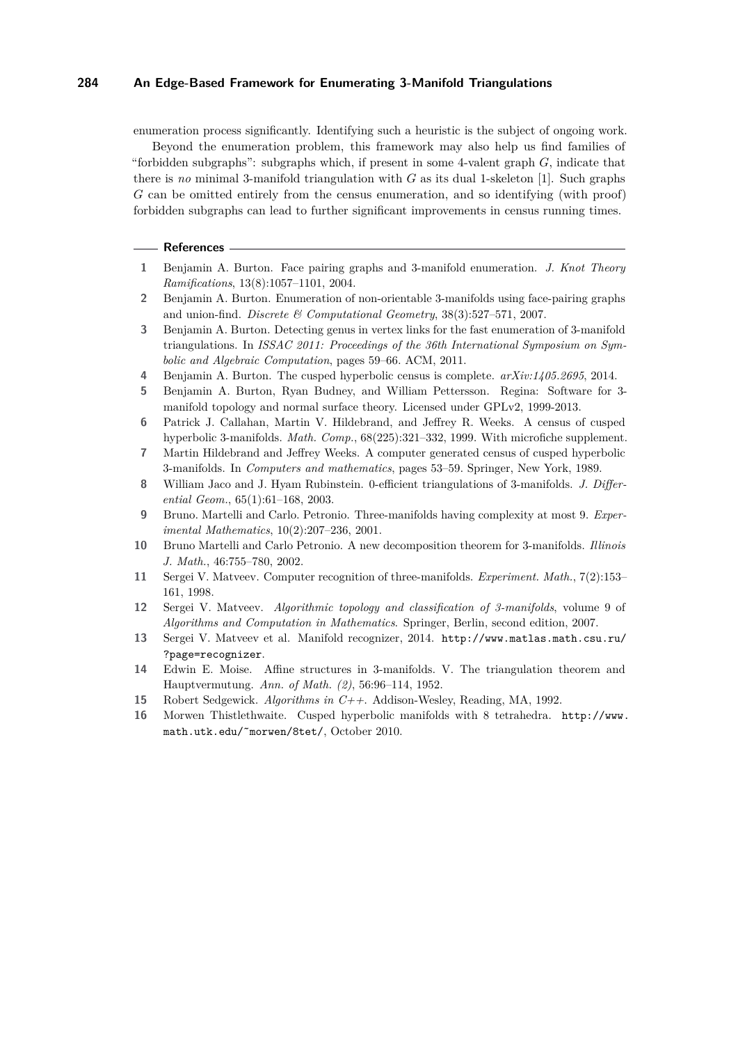enumeration process significantly. Identifying such a heuristic is the subject of ongoing work.

Beyond the enumeration problem, this framework may also help us find families of "forbidden subgraphs": subgraphs which, if present in some 4-valent graph $G$, indicate that there is *no* minimal 3-manifold triangulation with $G$ as its dual 1-skeleton [1]. Such graphs $G$ can be omitted entirely from the census enumeration, and so identifying (with proof) forbidden subgraphs can lead to further significant improvements in census running times.

## References

1. Benjamin A. Burton. Face pairing graphs and 3-manifold enumeration. *J. Knot Theory Ramifications*, 13(8):1057–1101, 2004.
2. Benjamin A. Burton. Enumeration of non-orientable 3-manifolds using face-pairing graphs and union-find. *Discrete & Computational Geometry*, 38(3):527–571, 2007.
3. Benjamin A. Burton. Detecting genus in vertex links for the fast enumeration of 3-manifold triangulations. In *ISSAC 2011: Proceedings of the 36th International Symposium on Symbolic and Algebraic Computation*, pages 59–66. ACM, 2011.
4. Benjamin A. Burton. The cusped hyperbolic census is complete. *arXiv:1405.2695*, 2014.
5. Benjamin A. Burton, Ryan Budney, and William Pettersson. Regina: Software for 3-manifold topology and normal surface theory. Licensed under GPLv2, 1999-2013.
6. Patrick J. Callahan, Martin V. Hildebrand, and Jeffrey R. Weeks. A census of cusped hyperbolic 3-manifolds. *Math. Comp.*, 68(225):321–332, 1999. With microfiche supplement.
7. Martin Hildebrand and Jeffrey Weeks. A computer generated census of cusped hyperbolic 3-manifolds. In *Computers and mathematics*, pages 53–59. Springer, New York, 1989.
8. William Jaco and J. Hyam Rubinstein. 0-efficient triangulations of 3-manifolds. *J. Differential Geom.*, 65(1):61–168, 2003.
9. Bruno. Martelli and Carlo. Petronio. Three-manifolds having complexity at most 9. *Experimental Mathematics*, 10(2):207–236, 2001.
10. Bruno Martelli and Carlo Petronio. A new decomposition theorem for 3-manifolds. *Illinois J. Math.*, 46:755–780, 2002.
11. Sergei V. Matveev. Computer recognition of three-manifolds. *Experiment. Math.*, 7(2):153–161, 1998.
12. Sergei V. Matveev. *Algorithmic topology and classification of 3-manifolds*, volume 9 of *Algorithms and Computation in Mathematics*. Springer, Berlin, second edition, 2007.
13. Sergei V. Matveev et al. Manifold recognizer, 2014. `http://www.matlas.math.csu.ru/?page=recognizer`.
14. Edwin E. Moise. Affine structures in 3-manifolds. V. The triangulation theorem and Hauptvermutung. *Ann. of Math. (2)*, 56:96–114, 1952.
15. Robert Sedgewick. *Algorithms in C++*. Addison-Wesley, Reading, MA, 1992.
16. Morwen Thistlethwaite. Cusped hyperbolic manifolds with 8 tetrahedra. `http://www.math.utk.edu/~morwen/8tet/`, October 2010.